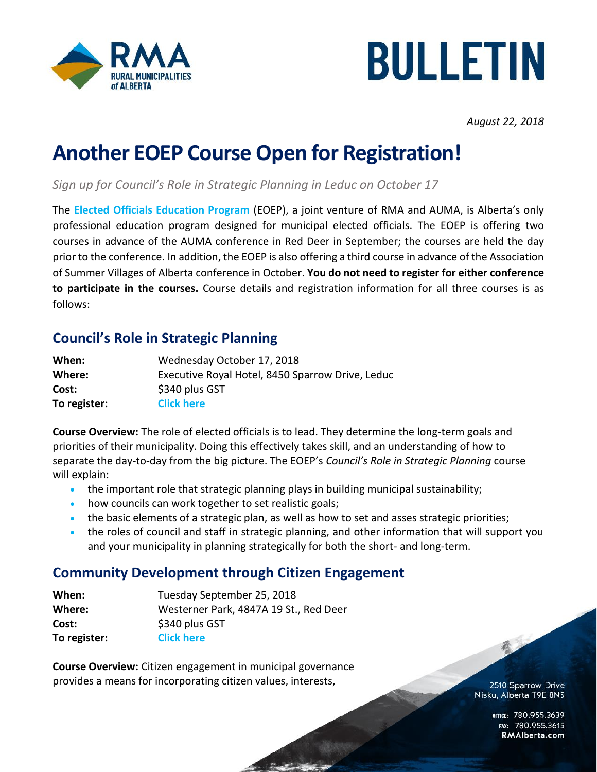# BULLETIN

*August 22, 2018*

# Another EOEP Course Open for Registration!

*Sign up for Council's Role in Strategic Planning in Leduc on October 17*

The **Elected Officials Education Program** (EOEP), a joint venture of RMA and AUMA, is Alberta's only professional education program designed for municipal elected officials. The EOEP is offering two courses in advance of the AUMA conference in Red Deer in September; the courses are held the day prior to the conference. In addition, the EOEP is also offering a third course in advance of the Association of Summer Villages of Alberta conference in October. **You do not need to register for either conference to participate in the courses.** Course details and registration information for all three courses is as follows:

## Council's Role in Strategic Planning

| | |
|---|---|
| **When:** | Wednesday October 17, 2018 |
| **Where:** | Executive Royal Hotel, 8450 Sparrow Drive, Leduc |
| **Cost:** | $340 plus GST |
| **To register:** | **Click here** |

**Course Overview:** The role of elected officials is to lead. They determine the long-term goals and priorities of their municipality. Doing this effectively takes skill, and an understanding of how to separate the day-to-day from the big picture. The EOEP's *Council's Role in Strategic Planning* course will explain:

- the important role that strategic planning plays in building municipal sustainability;
- how councils can work together to set realistic goals;
- the basic elements of a strategic plan, as well as how to set and asses strategic priorities;
- the roles of council and staff in strategic planning, and other information that will support you and your municipality in planning strategically for both the short- and long-term.

## Community Development through Citizen Engagement

| | |
|---|---|
| **When:** | Tuesday September 25, 2018 |
| **Where:** | Westerner Park, 4847A 19 St., Red Deer |
| **Cost:** | $340 plus GST |
| **To register:** | **Click here** |

**Course Overview:** Citizen engagement in municipal governance provides a means for incorporating citizen values, interests,

2510 Sparrow Drive
Nisku, Alberta T9E 8N5

OFFICE: 780.955.3639
FAX: 780.955.3615
RMAlberta.com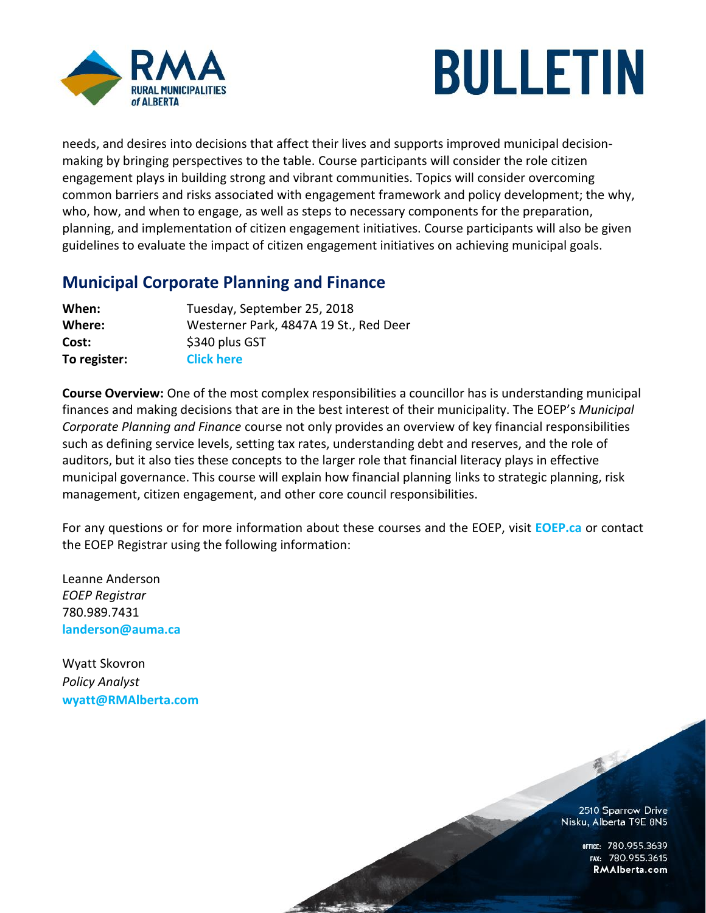needs, and desires into decisions that affect their lives and supports improved municipal decision-making by bringing perspectives to the table. Course participants will consider the role citizen engagement plays in building strong and vibrant communities. Topics will consider overcoming common barriers and risks associated with engagement framework and policy development; the why, who, how, and when to engage, as well as steps to necessary components for the preparation, planning, and implementation of citizen engagement initiatives. Course participants will also be given guidelines to evaluate the impact of citizen engagement initiatives on achieving municipal goals.

## Municipal Corporate Planning and Finance

| | |
|---|---|
| **When:** | Tuesday, September 25, 2018 |
| **Where:** | Westerner Park, 4847A 19 St., Red Deer |
| **Cost:** | $340 plus GST |
| **To register:** | **Click here** |

**Course Overview:** One of the most complex responsibilities a councillor has is understanding municipal finances and making decisions that are in the best interest of their municipality. The EOEP's *Municipal Corporate Planning and Finance* course not only provides an overview of key financial responsibilities such as defining service levels, setting tax rates, understanding debt and reserves, and the role of auditors, but it also ties these concepts to the larger role that financial literacy plays in effective municipal governance. This course will explain how financial planning links to strategic planning, risk management, citizen engagement, and other core council responsibilities.

For any questions or for more information about these courses and the EOEP, visit **EOEP.ca** or contact the EOEP Registrar using the following information:

Leanne Anderson
*EOEP Registrar*
780.989.7431
**landerson@auma.ca**

Wyatt Skovron
*Policy Analyst*
**wyatt@RMAlberta.com**